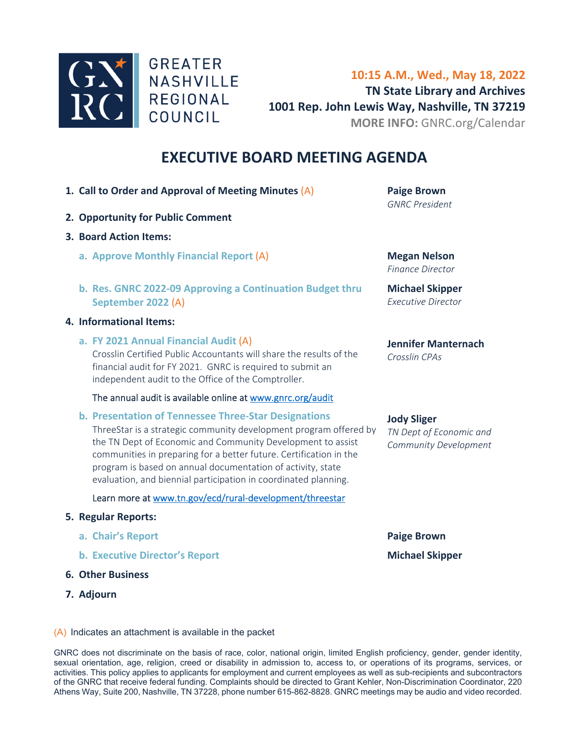GREATER NASHVILLE REGIONAL COUNCIL

**10:15 A.M., Wed., May 18, 2022**
**TN State Library and Archives**
**1001 Rep. John Lewis Way, Nashville, TN 37219**
**MORE INFO:** GNRC.org/Calendar

# EXECUTIVE BOARD MEETING AGENDA

1. **Call to Order and Approval of Meeting Minutes** (A) — **Paige Brown**, *GNRC President*
2. **Opportunity for Public Comment**
3. **Board Action Items:**
   a. **Approve Monthly Financial Report** (A) — **Megan Nelson**, *Finance Director*
   b. **Res. GNRC 2022-09 Approving a Continuation Budget thru September 2022** (A) — **Michael Skipper**, *Executive Director*
4. **Informational Items:**
   a. **FY 2021 Annual Financial Audit** (A) — **Jennifer Manternach**, *Crosslin CPAs*
      Crosslin Certified Public Accountants will share the results of the financial audit for FY 2021. GNRC is required to submit an independent audit to the Office of the Comptroller.
      The annual audit is available online at [www.gnrc.org/audit](www.gnrc.org/audit)
   b. **Presentation of Tennessee Three-Star Designations** — **Jody Sliger**, *TN Dept of Economic and Community Development*
      ThreeStar is a strategic community development program offered by the TN Dept of Economic and Community Development to assist communities in preparing for a better future. Certification in the program is based on annual documentation of activity, state evaluation, and biennial participation in coordinated planning.
      Learn more at [www.tn.gov/ecd/rural-development/threestar](www.tn.gov/ecd/rural-development/threestar)
5. **Regular Reports:**
   a. **Chair's Report** — **Paige Brown**
   b. **Executive Director's Report** — **Michael Skipper**
6. **Other Business**
7. **Adjourn**

(A) Indicates an attachment is available in the packet

GNRC does not discriminate on the basis of race, color, national origin, limited English proficiency, gender, gender identity, sexual orientation, age, religion, creed or disability in admission to, access to, or operations of its programs, services, or activities. This policy applies to applicants for employment and current employees as well as sub-recipients and subcontractors of the GNRC that receive federal funding. Complaints should be directed to Grant Kehler, Non-Discrimination Coordinator, 220 Athens Way, Suite 200, Nashville, TN 37228, phone number 615-862-8828. GNRC meetings may be audio and video recorded.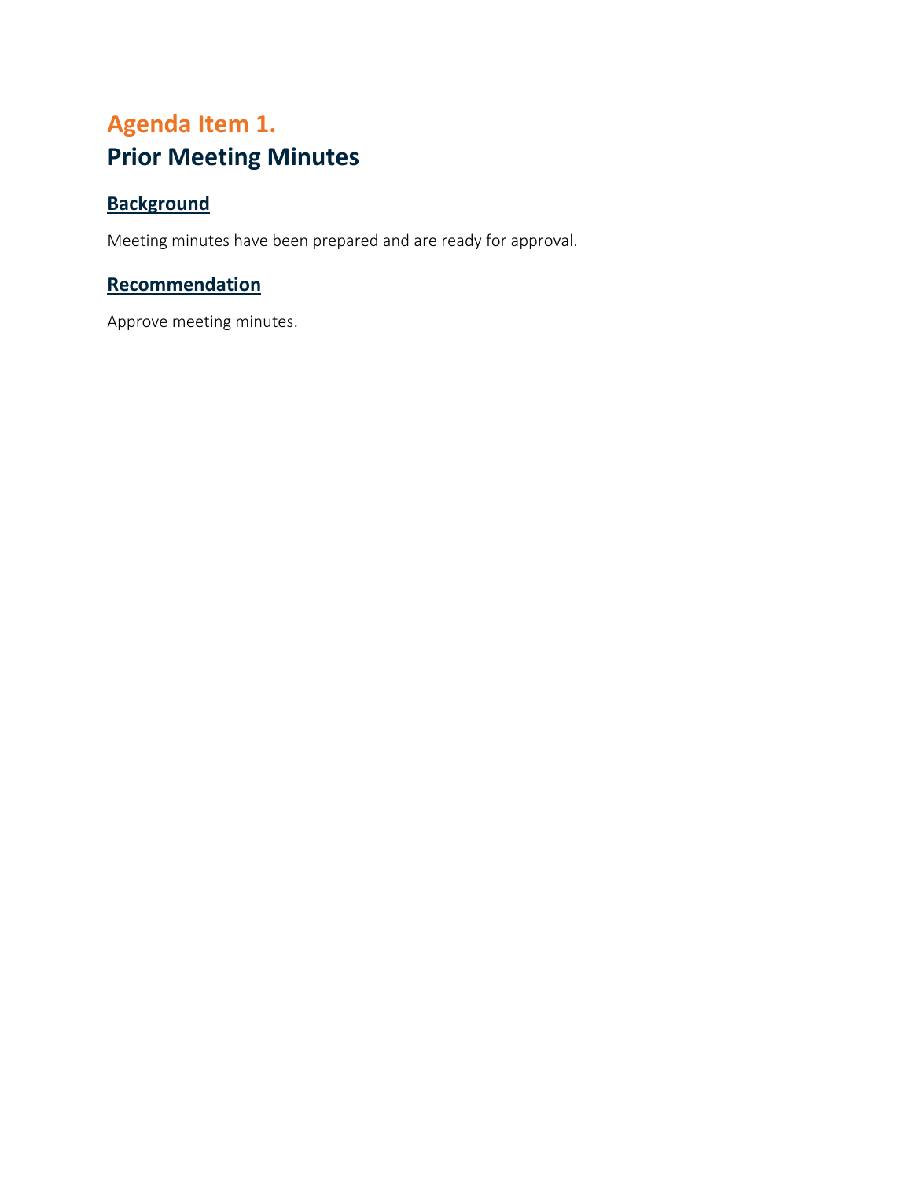# Agenda Item 1.
# Prior Meeting Minutes

## Background

Meeting minutes have been prepared and are ready for approval.

## Recommendation

Approve meeting minutes.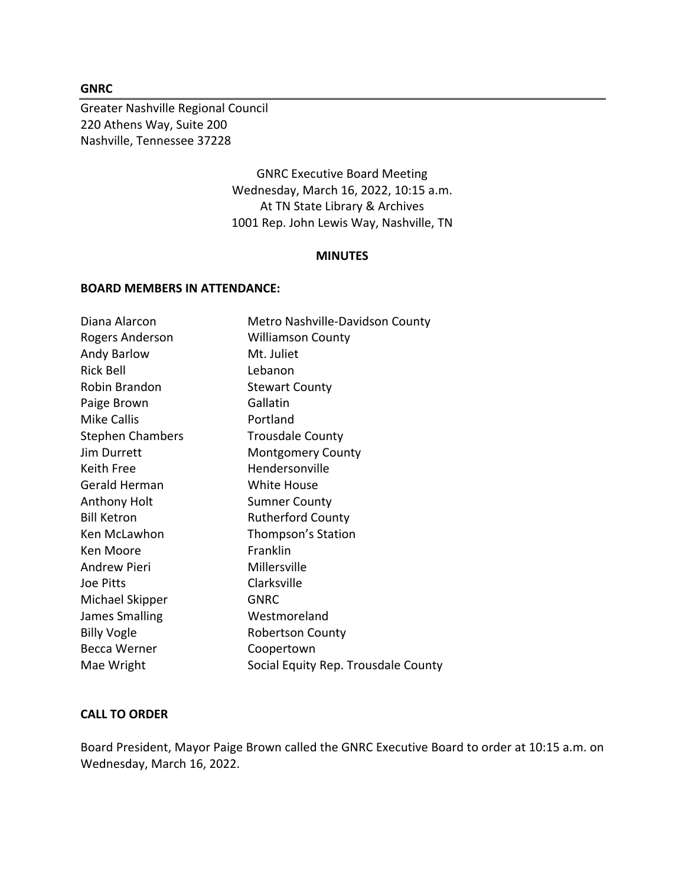**GNRC**

Greater Nashville Regional Council
220 Athens Way, Suite 200
Nashville, Tennessee 37228

GNRC Executive Board Meeting
Wednesday, March 16, 2022, 10:15 a.m.
At TN State Library & Archives
1001 Rep. John Lewis Way, Nashville, TN

**MINUTES**

**BOARD MEMBERS IN ATTENDANCE:**

| | |
|---|---|
| Diana Alarcon | Metro Nashville-Davidson County |
| Rogers Anderson | Williamson County |
| Andy Barlow | Mt. Juliet |
| Rick Bell | Lebanon |
| Robin Brandon | Stewart County |
| Paige Brown | Gallatin |
| Mike Callis | Portland |
| Stephen Chambers | Trousdale County |
| Jim Durrett | Montgomery County |
| Keith Free | Hendersonville |
| Gerald Herman | White House |
| Anthony Holt | Sumner County |
| Bill Ketron | Rutherford County |
| Ken McLawhon | Thompson's Station |
| Ken Moore | Franklin |
| Andrew Pieri | Millersville |
| Joe Pitts | Clarksville |
| Michael Skipper | GNRC |
| James Smalling | Westmoreland |
| Billy Vogle | Robertson County |
| Becca Werner | Coopertown |
| Mae Wright | Social Equity Rep. Trousdale County |

**CALL TO ORDER**

Board President, Mayor Paige Brown called the GNRC Executive Board to order at 10:15 a.m. on Wednesday, March 16, 2022.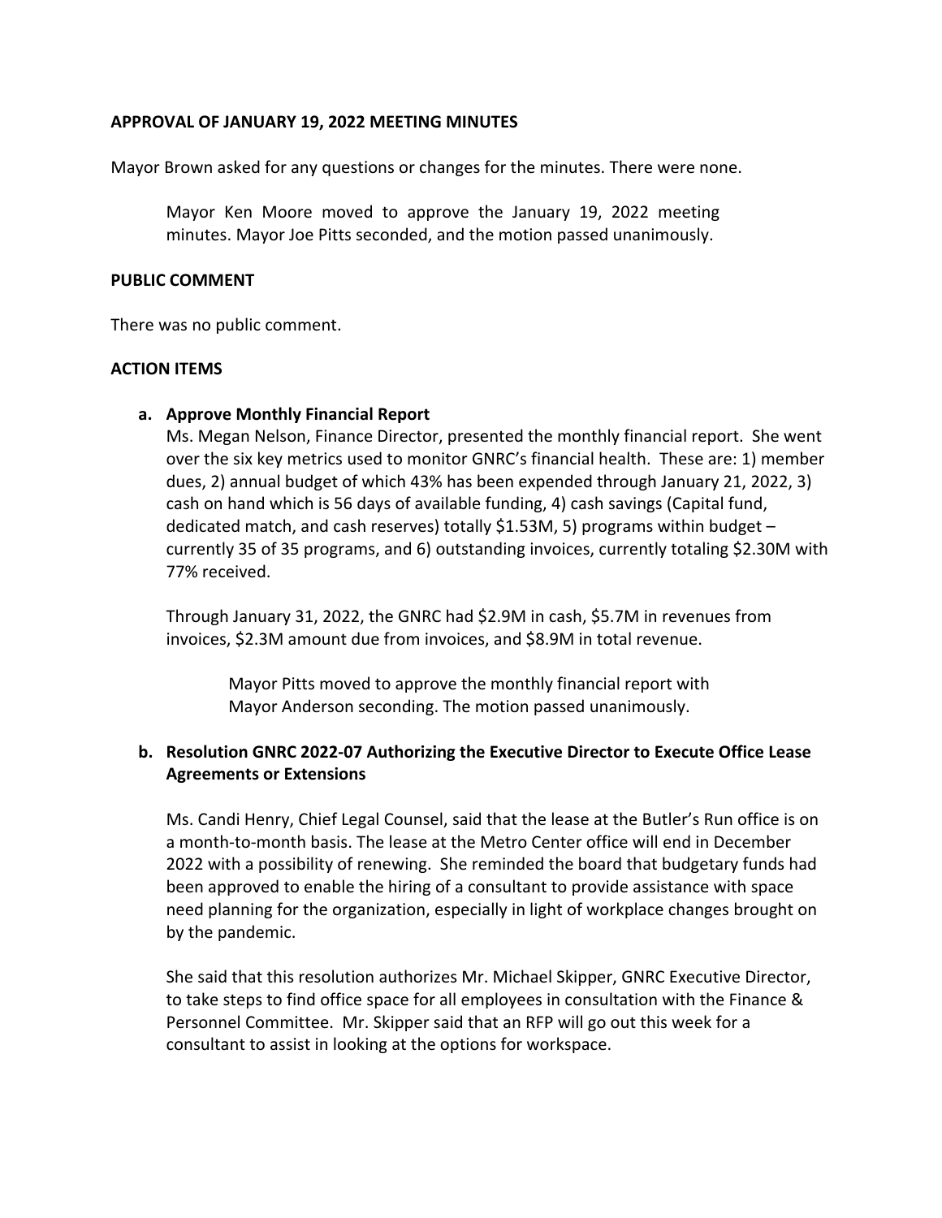**APPROVAL OF JANUARY 19, 2022 MEETING MINUTES**

Mayor Brown asked for any questions or changes for the minutes. There were none.

> Mayor Ken Moore moved to approve the January 19, 2022 meeting minutes. Mayor Joe Pitts seconded, and the motion passed unanimously.

**PUBLIC COMMENT**

There was no public comment.

**ACTION ITEMS**

**a. Approve Monthly Financial Report**

Ms. Megan Nelson, Finance Director, presented the monthly financial report. She went over the six key metrics used to monitor GNRC's financial health. These are: 1) member dues, 2) annual budget of which 43% has been expended through January 21, 2022, 3) cash on hand which is 56 days of available funding, 4) cash savings (Capital fund, dedicated match, and cash reserves) totally $1.53M, 5) programs within budget – currently 35 of 35 programs, and 6) outstanding invoices, currently totaling $2.30M with 77% received.

Through January 31, 2022, the GNRC had $2.9M in cash, $5.7M in revenues from invoices, $2.3M amount due from invoices, and $8.9M in total revenue.

> Mayor Pitts moved to approve the monthly financial report with Mayor Anderson seconding. The motion passed unanimously.

**b. Resolution GNRC 2022-07 Authorizing the Executive Director to Execute Office Lease Agreements or Extensions**

Ms. Candi Henry, Chief Legal Counsel, said that the lease at the Butler's Run office is on a month-to-month basis. The lease at the Metro Center office will end in December 2022 with a possibility of renewing. She reminded the board that budgetary funds had been approved to enable the hiring of a consultant to provide assistance with space need planning for the organization, especially in light of workplace changes brought on by the pandemic.

She said that this resolution authorizes Mr. Michael Skipper, GNRC Executive Director, to take steps to find office space for all employees in consultation with the Finance & Personnel Committee. Mr. Skipper said that an RFP will go out this week for a consultant to assist in looking at the options for workspace.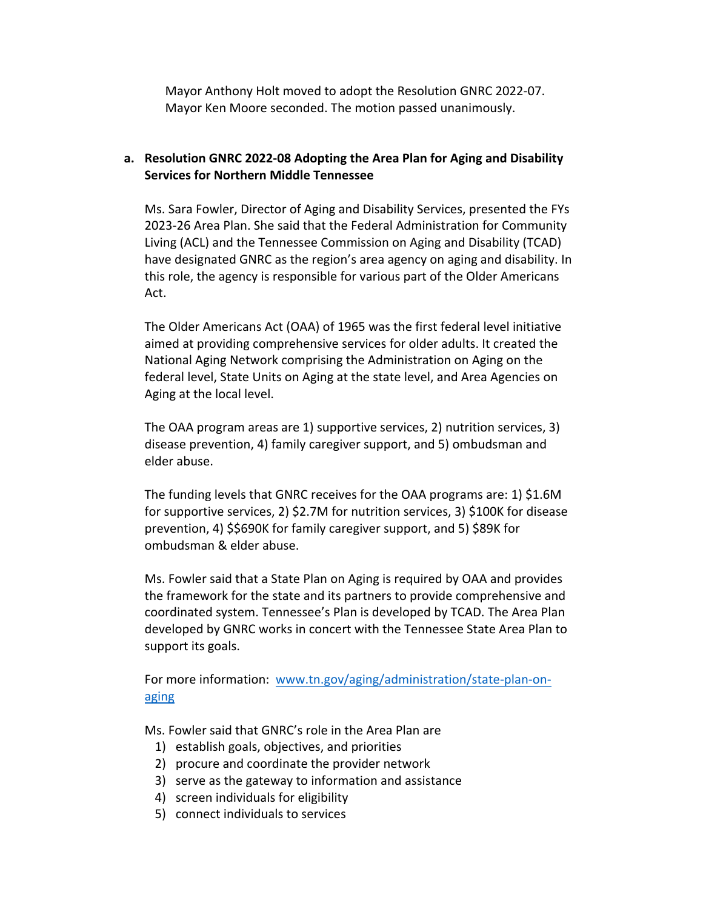Mayor Anthony Holt moved to adopt the Resolution GNRC 2022-07. Mayor Ken Moore seconded. The motion passed unanimously.

**a. Resolution GNRC 2022-08 Adopting the Area Plan for Aging and Disability Services for Northern Middle Tennessee**

Ms. Sara Fowler, Director of Aging and Disability Services, presented the FYs 2023-26 Area Plan. She said that the Federal Administration for Community Living (ACL) and the Tennessee Commission on Aging and Disability (TCAD) have designated GNRC as the region's area agency on aging and disability. In this role, the agency is responsible for various part of the Older Americans Act.

The Older Americans Act (OAA) of 1965 was the first federal level initiative aimed at providing comprehensive services for older adults. It created the National Aging Network comprising the Administration on Aging on the federal level, State Units on Aging at the state level, and Area Agencies on Aging at the local level.

The OAA program areas are 1) supportive services, 2) nutrition services, 3) disease prevention, 4) family caregiver support, and 5) ombudsman and elder abuse.

The funding levels that GNRC receives for the OAA programs are: 1) $1.6M for supportive services, 2) $2.7M for nutrition services, 3) $100K for disease prevention, 4) $$690K for family caregiver support, and 5) $89K for ombudsman & elder abuse.

Ms. Fowler said that a State Plan on Aging is required by OAA and provides the framework for the state and its partners to provide comprehensive and coordinated system. Tennessee's Plan is developed by TCAD. The Area Plan developed by GNRC works in concert with the Tennessee State Area Plan to support its goals.

For more information: [www.tn.gov/aging/administration/state-plan-on-aging](www.tn.gov/aging/administration/state-plan-on-aging)

Ms. Fowler said that GNRC's role in the Area Plan are

1) establish goals, objectives, and priorities
2) procure and coordinate the provider network
3) serve as the gateway to information and assistance
4) screen individuals for eligibility
5) connect individuals to services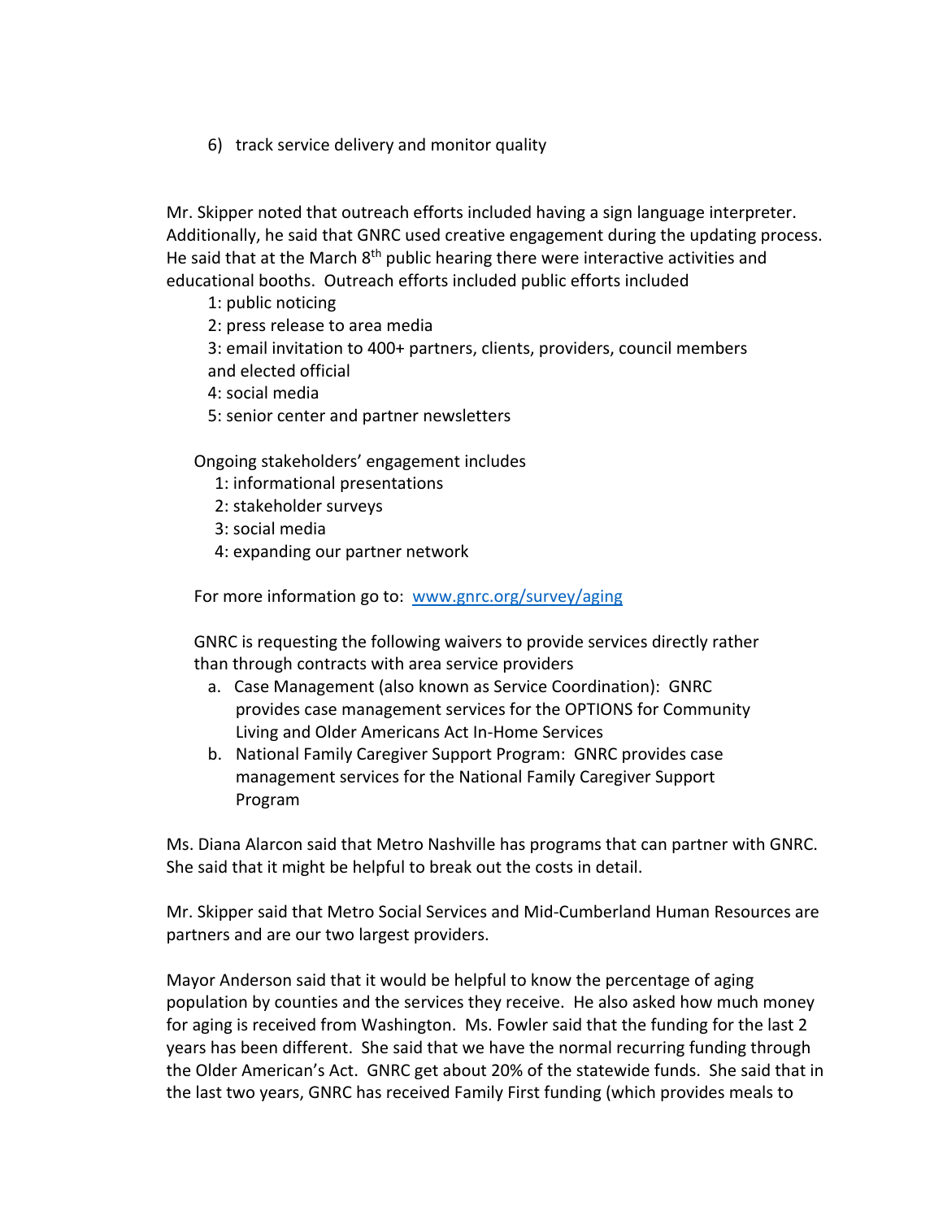6) track service delivery and monitor quality

Mr. Skipper noted that outreach efforts included having a sign language interpreter. Additionally, he said that GNRC used creative engagement during the updating process. He said that at the March 8th public hearing there were interactive activities and educational booths. Outreach efforts included public efforts included

1: public noticing
2: press release to area media
3: email invitation to 400+ partners, clients, providers, council members and elected official
4: social media
5: senior center and partner newsletters

Ongoing stakeholders' engagement includes

1: informational presentations
2: stakeholder surveys
3: social media
4: expanding our partner network

For more information go to: [www.gnrc.org/survey/aging](www.gnrc.org/survey/aging)

GNRC is requesting the following waivers to provide services directly rather than through contracts with area service providers

a. Case Management (also known as Service Coordination): GNRC provides case management services for the OPTIONS for Community Living and Older Americans Act In-Home Services
b. National Family Caregiver Support Program: GNRC provides case management services for the National Family Caregiver Support Program

Ms. Diana Alarcon said that Metro Nashville has programs that can partner with GNRC. She said that it might be helpful to break out the costs in detail.

Mr. Skipper said that Metro Social Services and Mid-Cumberland Human Resources are partners and are our two largest providers.

Mayor Anderson said that it would be helpful to know the percentage of aging population by counties and the services they receive. He also asked how much money for aging is received from Washington. Ms. Fowler said that the funding for the last 2 years has been different. She said that we have the normal recurring funding through the Older American's Act. GNRC get about 20% of the statewide funds. She said that in the last two years, GNRC has received Family First funding (which provides meals to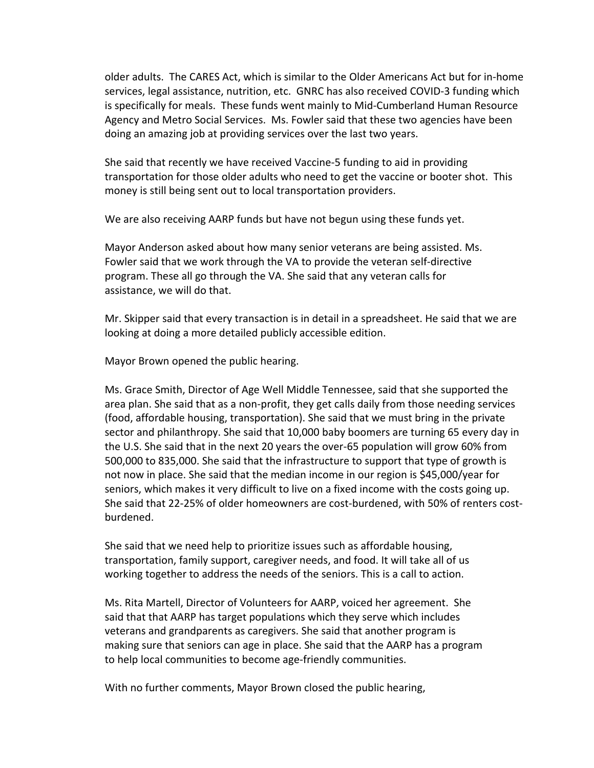older adults. The CARES Act, which is similar to the Older Americans Act but for in-home services, legal assistance, nutrition, etc. GNRC has also received COVID-3 funding which is specifically for meals. These funds went mainly to Mid-Cumberland Human Resource Agency and Metro Social Services. Ms. Fowler said that these two agencies have been doing an amazing job at providing services over the last two years.

She said that recently we have received Vaccine-5 funding to aid in providing transportation for those older adults who need to get the vaccine or booter shot. This money is still being sent out to local transportation providers.

We are also receiving AARP funds but have not begun using these funds yet.

Mayor Anderson asked about how many senior veterans are being assisted. Ms. Fowler said that we work through the VA to provide the veteran self-directive program. These all go through the VA. She said that any veteran calls for assistance, we will do that.

Mr. Skipper said that every transaction is in detail in a spreadsheet. He said that we are looking at doing a more detailed publicly accessible edition.

Mayor Brown opened the public hearing.

Ms. Grace Smith, Director of Age Well Middle Tennessee, said that she supported the area plan. She said that as a non-profit, they get calls daily from those needing services (food, affordable housing, transportation). She said that we must bring in the private sector and philanthropy. She said that 10,000 baby boomers are turning 65 every day in the U.S. She said that in the next 20 years the over-65 population will grow 60% from 500,000 to 835,000. She said that the infrastructure to support that type of growth is not now in place. She said that the median income in our region is $45,000/year for seniors, which makes it very difficult to live on a fixed income with the costs going up. She said that 22-25% of older homeowners are cost-burdened, with 50% of renters cost-burdened.

She said that we need help to prioritize issues such as affordable housing, transportation, family support, caregiver needs, and food. It will take all of us working together to address the needs of the seniors. This is a call to action.

Ms. Rita Martell, Director of Volunteers for AARP, voiced her agreement. She said that that AARP has target populations which they serve which includes veterans and grandparents as caregivers. She said that another program is making sure that seniors can age in place. She said that the AARP has a program to help local communities to become age-friendly communities.

With no further comments, Mayor Brown closed the public hearing,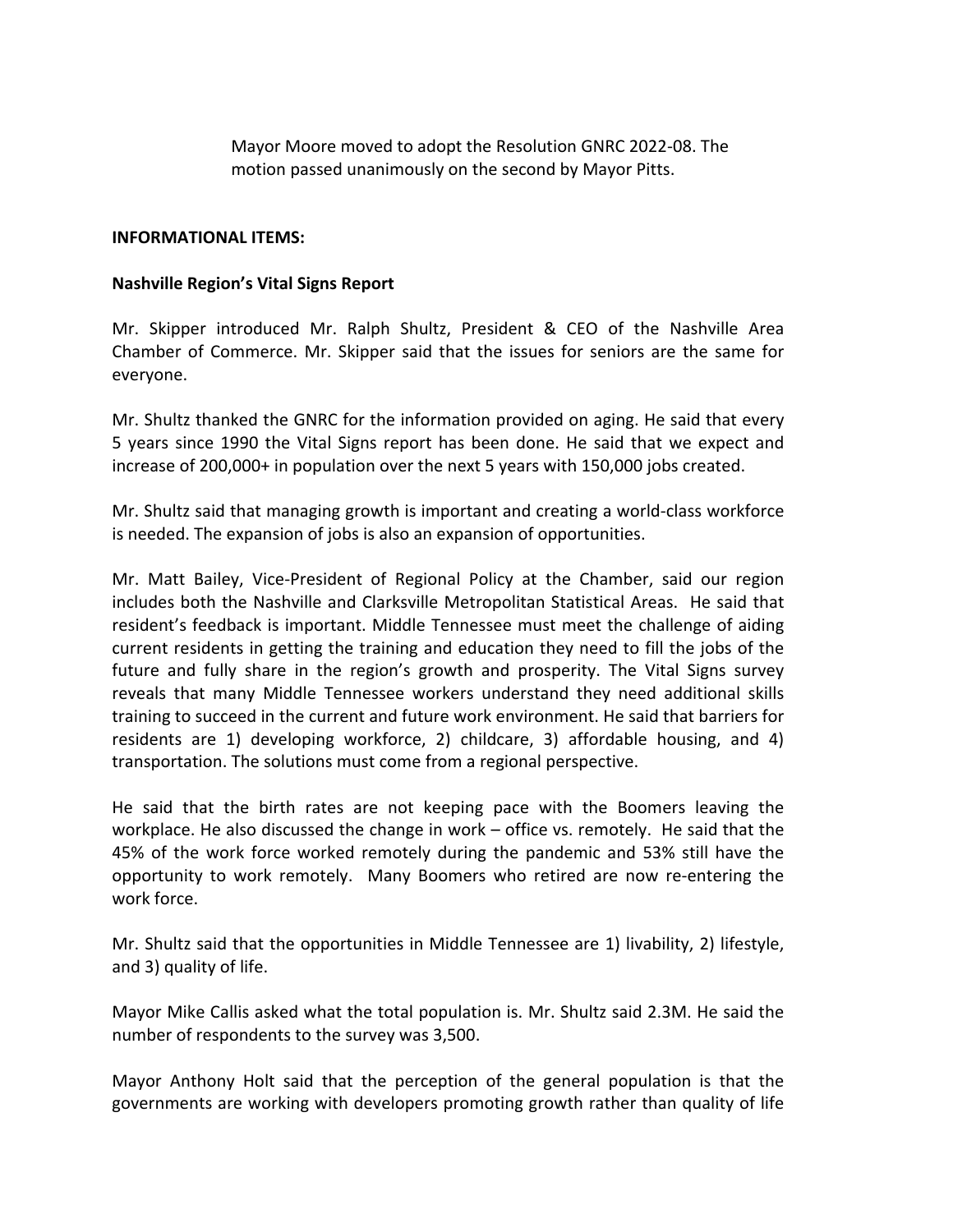Mayor Moore moved to adopt the Resolution GNRC 2022-08. The motion passed unanimously on the second by Mayor Pitts.

**INFORMATIONAL ITEMS:**

**Nashville Region's Vital Signs Report**

Mr. Skipper introduced Mr. Ralph Shultz, President & CEO of the Nashville Area Chamber of Commerce. Mr. Skipper said that the issues for seniors are the same for everyone.

Mr. Shultz thanked the GNRC for the information provided on aging. He said that every 5 years since 1990 the Vital Signs report has been done. He said that we expect and increase of 200,000+ in population over the next 5 years with 150,000 jobs created.

Mr. Shultz said that managing growth is important and creating a world-class workforce is needed. The expansion of jobs is also an expansion of opportunities.

Mr. Matt Bailey, Vice-President of Regional Policy at the Chamber, said our region includes both the Nashville and Clarksville Metropolitan Statistical Areas. He said that resident's feedback is important. Middle Tennessee must meet the challenge of aiding current residents in getting the training and education they need to fill the jobs of the future and fully share in the region's growth and prosperity. The Vital Signs survey reveals that many Middle Tennessee workers understand they need additional skills training to succeed in the current and future work environment. He said that barriers for residents are 1) developing workforce, 2) childcare, 3) affordable housing, and 4) transportation. The solutions must come from a regional perspective.

He said that the birth rates are not keeping pace with the Boomers leaving the workplace. He also discussed the change in work – office vs. remotely. He said that the 45% of the work force worked remotely during the pandemic and 53% still have the opportunity to work remotely. Many Boomers who retired are now re-entering the work force.

Mr. Shultz said that the opportunities in Middle Tennessee are 1) livability, 2) lifestyle, and 3) quality of life.

Mayor Mike Callis asked what the total population is. Mr. Shultz said 2.3M. He said the number of respondents to the survey was 3,500.

Mayor Anthony Holt said that the perception of the general population is that the governments are working with developers promoting growth rather than quality of life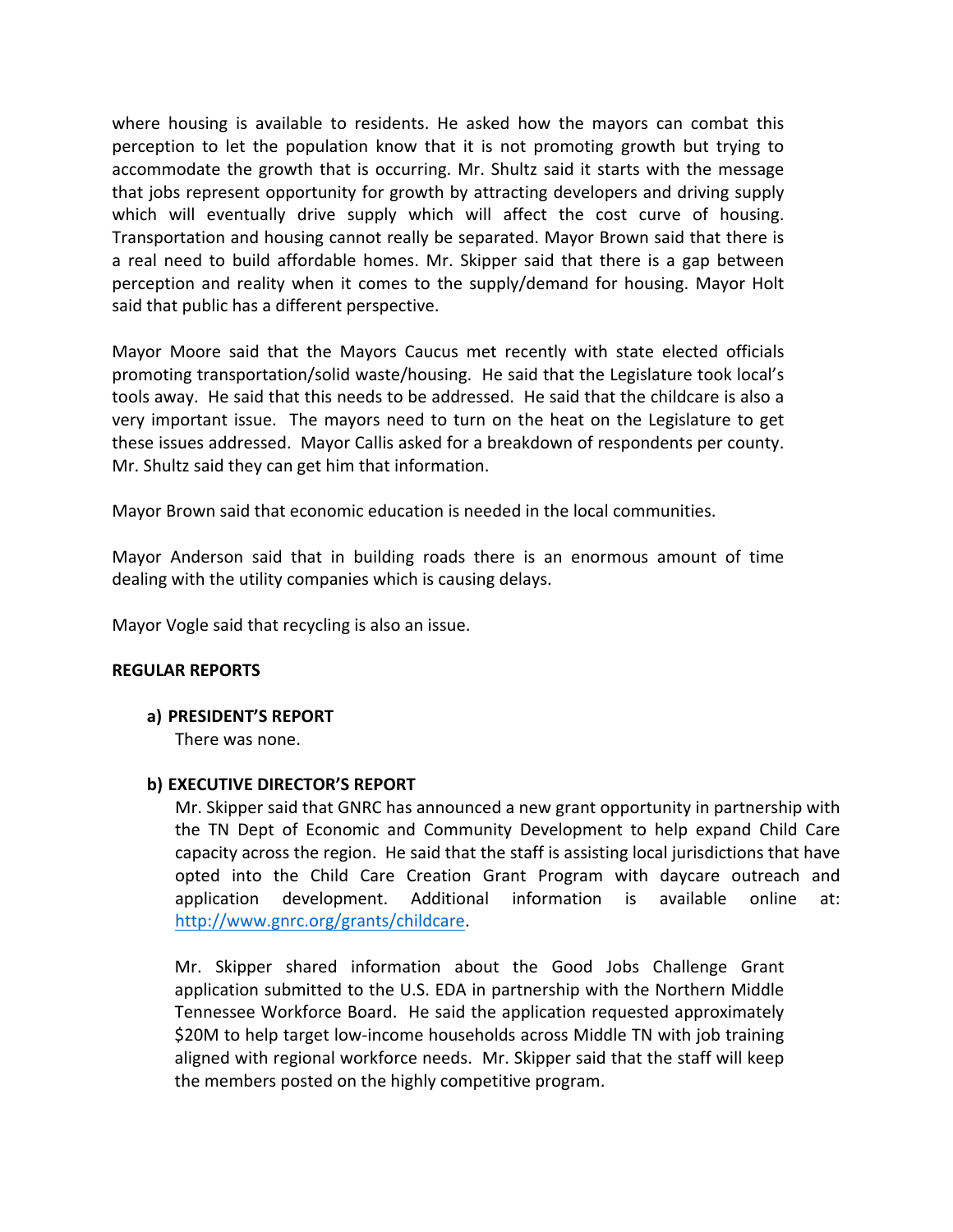where housing is available to residents. He asked how the mayors can combat this perception to let the population know that it is not promoting growth but trying to accommodate the growth that is occurring. Mr. Shultz said it starts with the message that jobs represent opportunity for growth by attracting developers and driving supply which will eventually drive supply which will affect the cost curve of housing. Transportation and housing cannot really be separated. Mayor Brown said that there is a real need to build affordable homes. Mr. Skipper said that there is a gap between perception and reality when it comes to the supply/demand for housing. Mayor Holt said that public has a different perspective.

Mayor Moore said that the Mayors Caucus met recently with state elected officials promoting transportation/solid waste/housing. He said that the Legislature took local's tools away. He said that this needs to be addressed. He said that the childcare is also a very important issue. The mayors need to turn on the heat on the Legislature to get these issues addressed. Mayor Callis asked for a breakdown of respondents per county. Mr. Shultz said they can get him that information.

Mayor Brown said that economic education is needed in the local communities.

Mayor Anderson said that in building roads there is an enormous amount of time dealing with the utility companies which is causing delays.

Mayor Vogle said that recycling is also an issue.

**REGULAR REPORTS**

**a) PRESIDENT'S REPORT**

There was none.

**b) EXECUTIVE DIRECTOR'S REPORT**

Mr. Skipper said that GNRC has announced a new grant opportunity in partnership with the TN Dept of Economic and Community Development to help expand Child Care capacity across the region. He said that the staff is assisting local jurisdictions that have opted into the Child Care Creation Grant Program with daycare outreach and application development. Additional information is available online at: http://www.gnrc.org/grants/childcare.

Mr. Skipper shared information about the Good Jobs Challenge Grant application submitted to the U.S. EDA in partnership with the Northern Middle Tennessee Workforce Board. He said the application requested approximately $20M to help target low-income households across Middle TN with job training aligned with regional workforce needs. Mr. Skipper said that the staff will keep the members posted on the highly competitive program.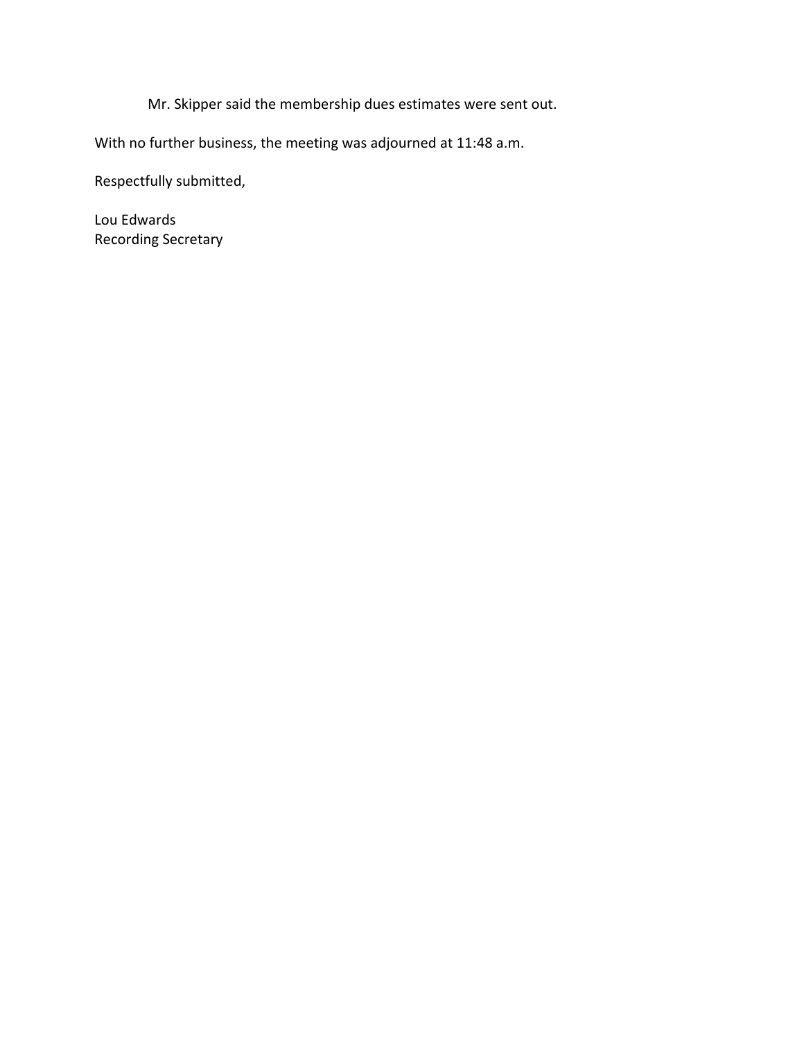Mr. Skipper said the membership dues estimates were sent out.

With no further business, the meeting was adjourned at 11:48 a.m.

Respectfully submitted,

Lou Edwards
Recording Secretary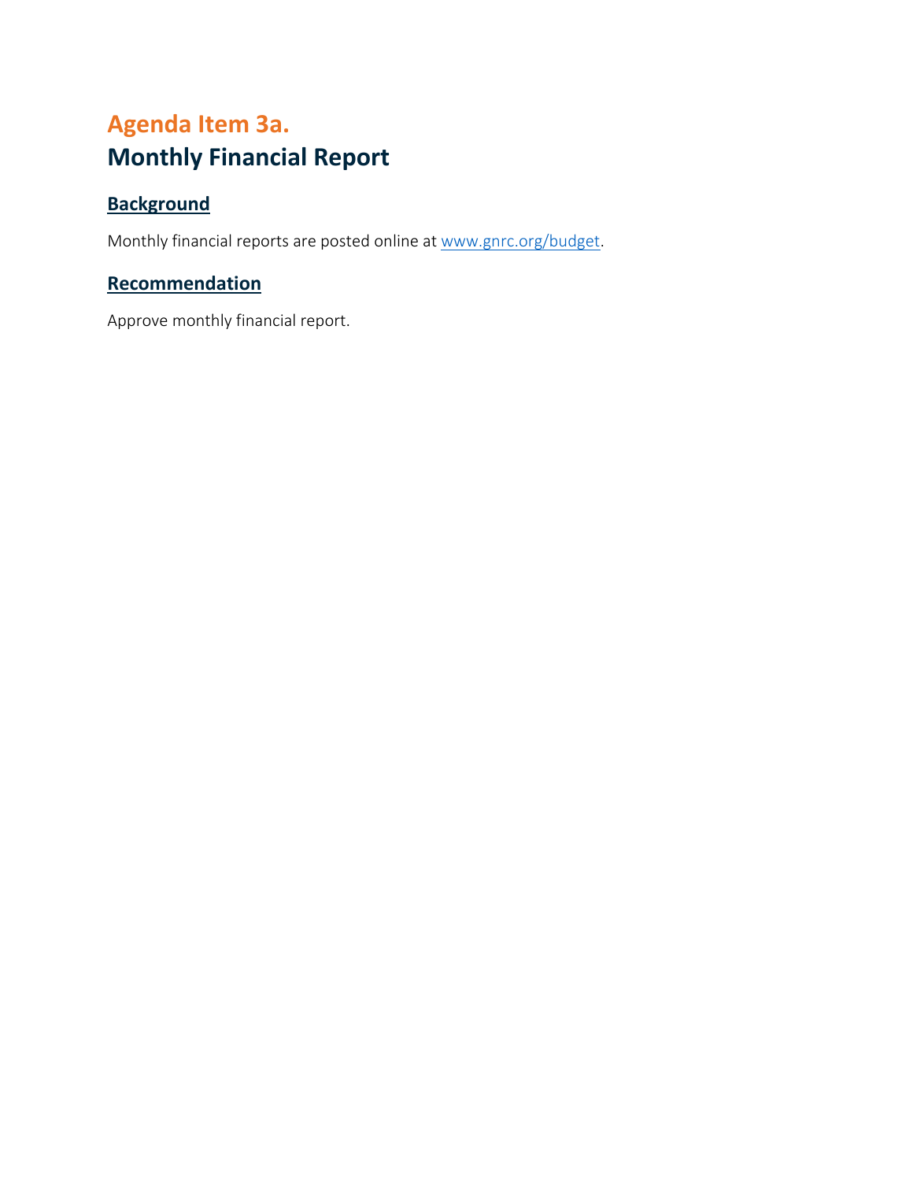# Agenda Item 3a.
# Monthly Financial Report

## Background

Monthly financial reports are posted online at [www.gnrc.org/budget](http://www.gnrc.org/budget).

## Recommendation

Approve monthly financial report.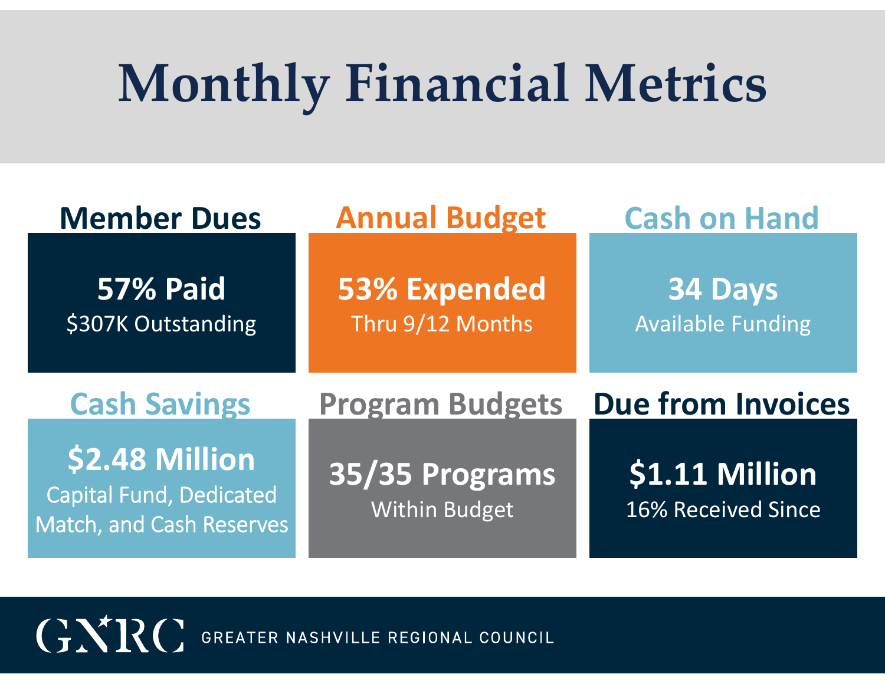# Monthly Financial Metrics

## Member Dues

**57% Paid**

$307K Outstanding

## Annual Budget

**53% Expended**

Thru 9/12 Months

## Cash on Hand

**34 Days**

Available Funding

## Cash Savings

**$2.48 Million**

Capital Fund, Dedicated Match, and Cash Reserves

## Program Budgets

**35/35 Programs**

Within Budget

## Due from Invoices

**$1.11 Million**

16% Received Since

GNRC GREATER NASHVILLE REGIONAL COUNCIL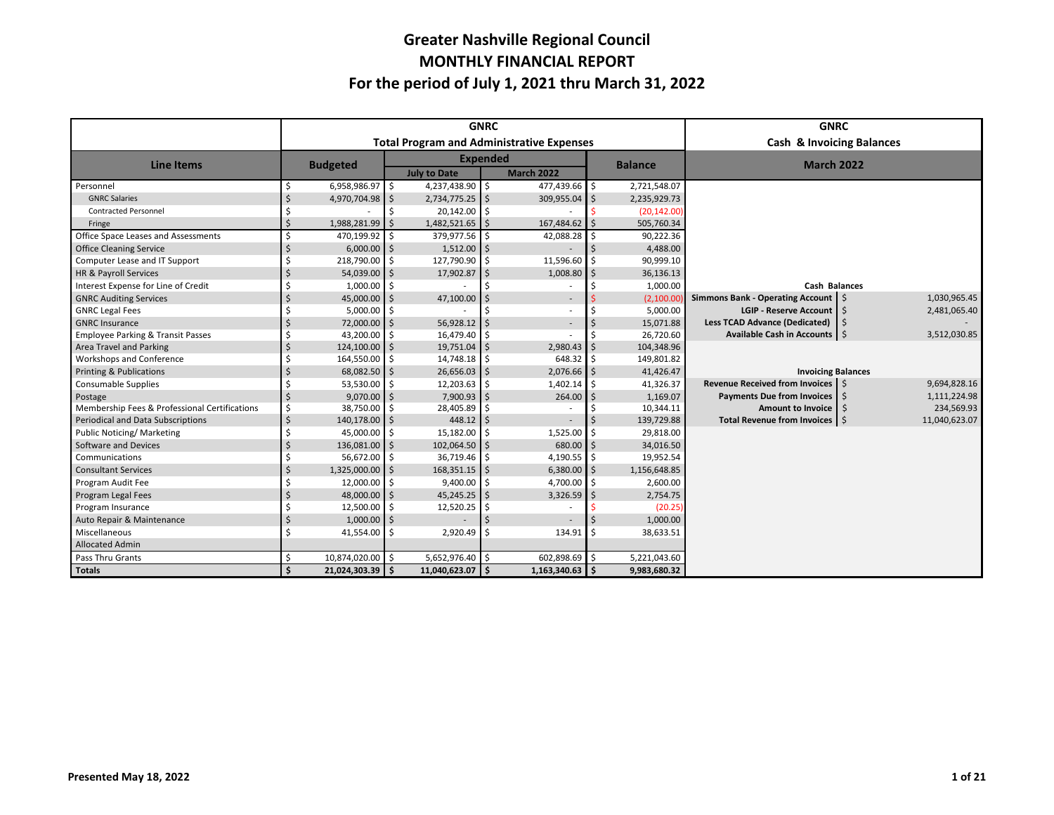# Greater Nashville Regional Council
## MONTHLY FINANCIAL REPORT
## For the period of July 1, 2021 thru March 31, 2022

### GNRC — Total Program and Administrative Expenses

| Line Items | Budgeted | Expended July to Date | Expended March 2022 | Balance |
|---|---|---|---|---|
| Personnel | $ 6,958,986.97 | $ 4,237,438.90 | $ 477,439.66 | $ 2,721,548.07 |
| GNRC Salaries | $ 4,970,704.98 | $ 2,734,775.25 | $ 309,955.04 | $ 2,235,929.73 |
| Contracted Personnel | $ - | $ 20,142.00 | $ - | $ (20,142.00) |
| Fringe | $ 1,988,281.99 | $ 1,482,521.65 | $ 167,484.62 | $ 505,760.34 |
| Office Space Leases and Assessments | $ 470,199.92 | $ 379,977.56 | $ 42,088.28 | $ 90,222.36 |
| Office Cleaning Service | $ 6,000.00 | $ 1,512.00 | $ - | $ 4,488.00 |
| Computer Lease and IT Support | $ 218,790.00 | $ 127,790.90 | $ 11,596.60 | $ 90,999.10 |
| HR & Payroll Services | $ 54,039.00 | $ 17,902.87 | $ 1,008.80 | $ 36,136.13 |
| Interest Expense for Line of Credit | $ 1,000.00 | $ - | $ - | $ 1,000.00 |
| GNRC Auditing Services | $ 45,000.00 | $ 47,100.00 | $ - | $ (2,100.00) |
| GNRC Legal Fees | $ 5,000.00 | $ - | $ - | $ 5,000.00 |
| GNRC Insurance | $ 72,000.00 | $ 56,928.12 | $ - | $ 15,071.88 |
| Employee Parking & Transit Passes | $ 43,200.00 | $ 16,479.40 | $ - | $ 26,720.60 |
| Area Travel and Parking | $ 124,100.00 | $ 19,751.04 | $ 2,980.43 | $ 104,348.96 |
| Workshops and Conference | $ 164,550.00 | $ 14,748.18 | $ 648.32 | $ 149,801.82 |
| Printing & Publications | $ 68,082.50 | $ 26,656.03 | $ 2,076.66 | $ 41,426.47 |
| Consumable Supplies | $ 53,530.00 | $ 12,203.63 | $ 1,402.14 | $ 41,326.37 |
| Postage | $ 9,070.00 | $ 7,900.93 | $ 264.00 | $ 1,169.07 |
| Membership Fees & Professional Certifications | $ 38,750.00 | $ 28,405.89 | $ - | $ 10,344.11 |
| Periodical and Data Subscriptions | $ 140,178.00 | $ 448.12 | $ - | $ 139,729.88 |
| Public Noticing/ Marketing | $ 45,000.00 | $ 15,182.00 | $ 1,525.00 | $ 29,818.00 |
| Software and Devices | $ 136,081.00 | $ 102,064.50 | $ 680.00 | $ 34,016.50 |
| Communications | $ 56,672.00 | $ 36,719.46 | $ 4,190.55 | $ 19,952.54 |
| Consultant Services | $ 1,325,000.00 | $ 168,351.15 | $ 6,380.00 | $ 1,156,648.85 |
| Program Audit Fee | $ 12,000.00 | $ 9,400.00 | $ 4,700.00 | $ 2,600.00 |
| Program Legal Fees | $ 48,000.00 | $ 45,245.25 | $ 3,326.59 | $ 2,754.75 |
| Program Insurance | $ 12,500.00 | $ 12,520.25 | $ - | $ (20.25) |
| Auto Repair & Maintenance | $ 1,000.00 | $ - | $ - | $ 1,000.00 |
| Miscellaneous | $ 41,554.00 | $ 2,920.49 | $ 134.91 | $ 38,633.51 |
| Allocated Admin | | | | |
| Pass Thru Grants | $ 10,874,020.00 | $ 5,652,976.40 | $ 602,898.69 | $ 5,221,043.60 |
| **Totals** | **$ 21,024,303.39** | **$ 11,040,623.07** | **$ 1,163,340.63** | **$ 9,983,680.32** |

### GNRC — Cash & Invoicing Balances — March 2022

**Cash Balances**

| | |
|---|---|
| Simmons Bank - Operating Account | $ 1,030,965.45 |
| LGIP - Reserve Account | $ 2,481,065.40 |
| Less TCAD Advance (Dedicated) | $ - |
| Available Cash in Accounts | $ 3,512,030.85 |

**Invoicing Balances**

| | |
|---|---|
| Revenue Received from Invoices | $ 9,694,828.16 |
| Payments Due from Invoices | $ 1,111,224.98 |
| Amount to Invoice | $ 234,569.93 |
| Total Revenue from Invoices | $ 11,040,623.07 |

**Presented May 18, 2022**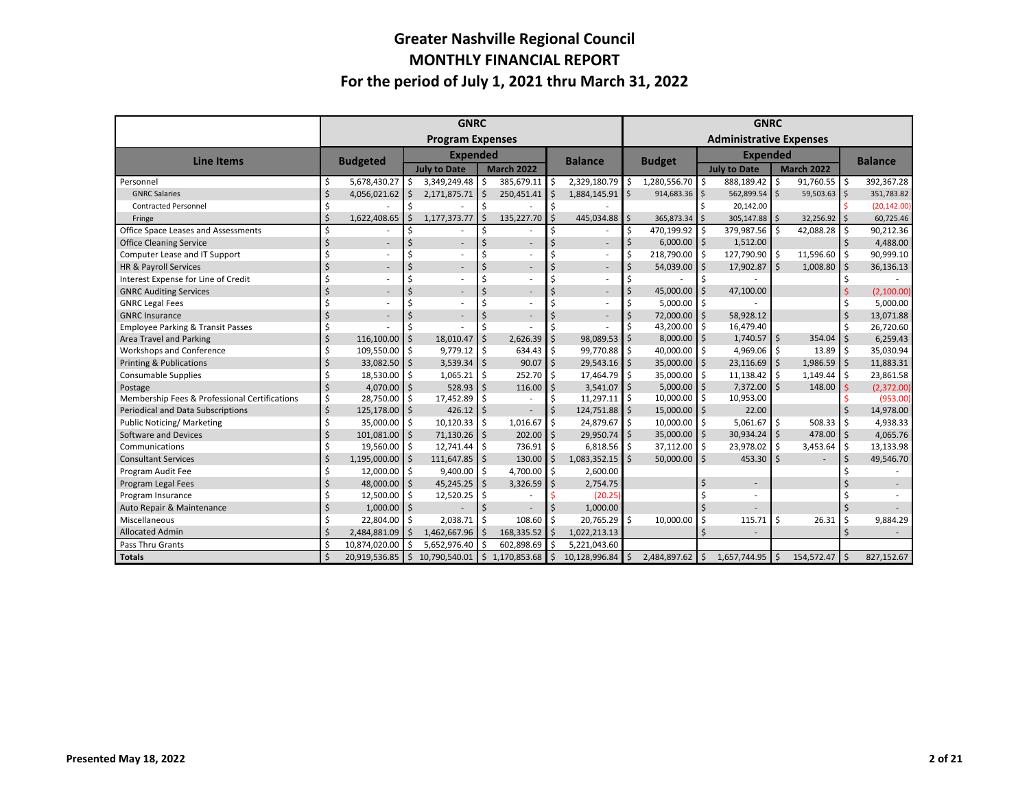# Greater Nashville Regional Council
## MONTHLY FINANCIAL REPORT
### For the period of July 1, 2021 thru March 31, 2022

| Line Items | GNRC Program Expenses | | | | GNRC Administrative Expenses | | | |
|---|---|---|---|---|---|---|---|---|
| | Budgeted | Expended | | Balance | Budget | Expended | | Balance |
| | | July to Date | March 2022 | | | July to Date | March 2022 | |
| Personnel | $ 5,678,430.27 | $ 3,349,249.48 | $ 385,679.11 | $ 2,329,180.79 | $ 1,280,556.70 | $ 888,189.42 | $ 91,760.55 | $ 392,367.28 |
| GNRC Salaries | $ 4,056,021.62 | $ 2,171,875.71 | $ 250,451.41 | $ 1,884,145.91 | $ 914,683.36 | $ 562,899.54 | $ 59,503.63 | $ 351,783.82 |
| Contracted Personnel | $ - | $ - | $ - | $ - | | $ 20,142.00 | | $ (20,142.00) |
| Fringe | $ 1,622,408.65 | $ 1,177,373.77 | $ 135,227.70 | $ 445,034.88 | $ 365,873.34 | $ 305,147.88 | $ 32,256.92 | $ 60,725.46 |
| Office Space Leases and Assessments | $ - | $ - | $ - | $ - | $ 470,199.92 | $ 379,987.56 | $ 42,088.28 | $ 90,212.36 |
| Office Cleaning Service | $ - | $ - | $ - | $ - | $ 6,000.00 | $ 1,512.00 | | $ 4,488.00 |
| Computer Lease and IT Support | $ - | $ - | $ - | $ - | $ 218,790.00 | $ 127,790.90 | $ 11,596.60 | $ 90,999.10 |
| HR & Payroll Services | $ - | $ - | $ - | $ - | $ 54,039.00 | $ 17,902.87 | $ 1,008.80 | $ 36,136.13 |
| Interest Expense for Line of Credit | $ - | $ - | $ - | $ - | $ - | $ - | | $ - |
| GNRC Auditing Services | $ - | $ - | $ - | $ - | $ 45,000.00 | $ 47,100.00 | | $ (2,100.00) |
| GNRC Legal Fees | $ - | $ - | $ - | $ - | $ 5,000.00 | $ - | | $ 5,000.00 |
| GNRC Insurance | $ - | $ - | $ - | $ - | $ 72,000.00 | $ 58,928.12 | | $ 13,071.88 |
| Employee Parking & Transit Passes | $ - | $ - | $ - | $ - | $ 43,200.00 | $ 16,479.40 | | $ 26,720.60 |
| Area Travel and Parking | $ 116,100.00 | $ 18,010.47 | $ 2,626.39 | $ 98,089.53 | $ 8,000.00 | $ 1,740.57 | $ 354.04 | $ 6,259.43 |
| Workshops and Conference | $ 109,550.00 | $ 9,779.12 | $ 634.43 | $ 99,770.88 | $ 40,000.00 | $ 4,969.06 | $ 13.89 | $ 35,030.94 |
| Printing & Publications | $ 33,082.50 | $ 3,539.34 | $ 90.07 | $ 29,543.16 | $ 35,000.00 | $ 23,116.69 | $ 1,986.59 | $ 11,883.31 |
| Consumable Supplies | $ 18,530.00 | $ 1,065.21 | $ 252.70 | $ 17,464.79 | $ 35,000.00 | $ 11,138.42 | $ 1,149.44 | $ 23,861.58 |
| Postage | $ 4,070.00 | $ 528.93 | $ 116.00 | $ 3,541.07 | $ 5,000.00 | $ 7,372.00 | $ 148.00 | $ (2,372.00) |
| Membership Fees & Professional Certifications | $ 28,750.00 | $ 17,452.89 | $ - | $ 11,297.11 | $ 10,000.00 | $ 10,953.00 | | $ (953.00) |
| Periodical and Data Subscriptions | $ 125,178.00 | $ 426.12 | $ - | $ 124,751.88 | $ 15,000.00 | $ 22.00 | | $ 14,978.00 |
| Public Noticing/ Marketing | $ 35,000.00 | $ 10,120.33 | $ 1,016.67 | $ 24,879.67 | $ 10,000.00 | $ 5,061.67 | $ 508.33 | $ 4,938.33 |
| Software and Devices | $ 101,081.00 | $ 71,130.26 | $ 202.00 | $ 29,950.74 | $ 35,000.00 | $ 30,934.24 | $ 478.00 | $ 4,065.76 |
| Communications | $ 19,560.00 | $ 12,741.44 | $ 736.91 | $ 6,818.56 | $ 37,112.00 | $ 23,978.02 | $ 3,453.64 | $ 13,133.98 |
| Consultant Services | $ 1,195,000.00 | $ 111,647.85 | $ 130.00 | $ 1,083,352.15 | $ 50,000.00 | $ 453.30 | $ - | $ 49,546.70 |
| Program Audit Fee | $ 12,000.00 | $ 9,400.00 | $ 4,700.00 | $ 2,600.00 | | | | $ - |
| Program Legal Fees | $ 48,000.00 | $ 45,245.25 | $ 3,326.59 | $ 2,754.75 | | $ - | | $ - |
| Program Insurance | $ 12,500.00 | $ 12,520.25 | $ - | $ (20.25) | | $ - | | $ - |
| Auto Repair & Maintenance | $ 1,000.00 | $ - | $ - | $ 1,000.00 | | $ - | | $ - |
| Miscellaneous | $ 22,804.00 | $ 2,038.71 | $ 108.60 | $ 20,765.29 | $ 10,000.00 | $ 115.71 | $ 26.31 | $ 9,884.29 |
| Allocated Admin | $ 2,484,881.09 | $ 1,462,667.96 | $ 168,335.52 | $ 1,022,213.13 | | $ - | | $ - |
| Pass Thru Grants | $ 10,874,020.00 | $ 5,652,976.40 | $ 602,898.69 | $ 5,221,043.60 | | | | |
| **Totals** | $ 20,919,536.85 | $ 10,790,540.01 | $ 1,170,853.68 | $ 10,128,996.84 | $ 2,484,897.62 | $ 1,657,744.95 | $ 154,572.47 | $ 827,152.67 |

**Presented May 18, 2022**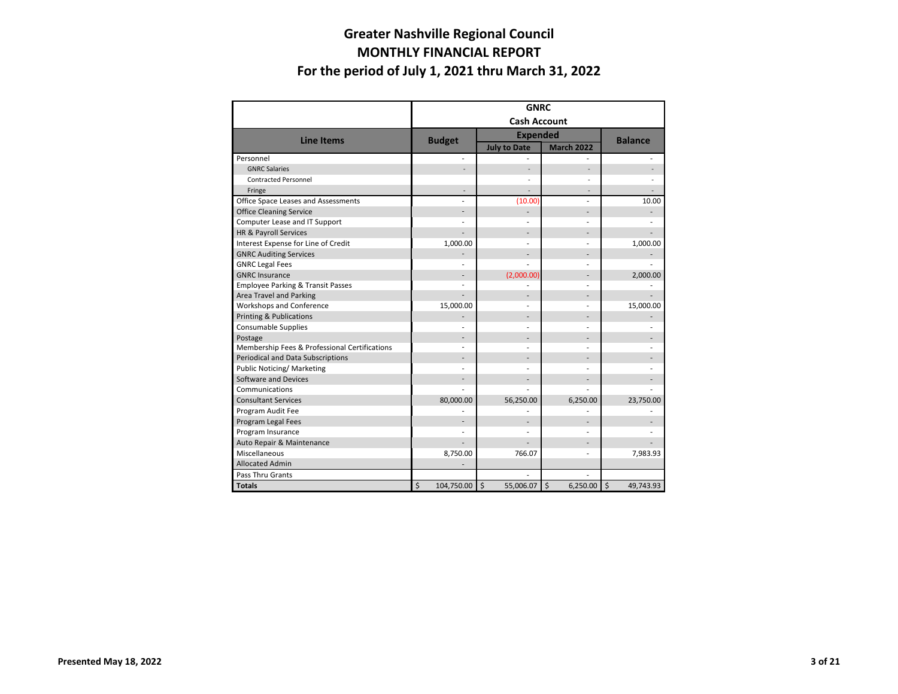# Greater Nashville Regional Council
## MONTHLY FINANCIAL REPORT
## For the period of July 1, 2021 thru March 31, 2022

| | GNRC Cash Account | | | |
|---|---|---|---|---|
| **Line Items** | **Budget** | **Expended** | | **Balance** |
| | | **July to Date** | **March 2022** | |
| Personnel | - | - | - | - |
| GNRC Salaries | - | - | - | - |
| Contracted Personnel | | - | - | - |
| Fringe | - | - | - | - |
| Office Space Leases and Assessments | - | (10.00) | - | 10.00 |
| Office Cleaning Service | - | - | - | - |
| Computer Lease and IT Support | - | - | - | - |
| HR & Payroll Services | - | - | - | - |
| Interest Expense for Line of Credit | 1,000.00 | - | - | 1,000.00 |
| GNRC Auditing Services | - | - | - | - |
| GNRC Legal Fees | - | - | - | - |
| GNRC Insurance | - | (2,000.00) | - | 2,000.00 |
| Employee Parking & Transit Passes | - | - | - | - |
| Area Travel and Parking | - | - | - | - |
| Workshops and Conference | 15,000.00 | - | - | 15,000.00 |
| Printing & Publications | - | - | - | - |
| Consumable Supplies | - | - | - | - |
| Postage | - | - | - | - |
| Membership Fees & Professional Certifications | - | - | - | - |
| Periodical and Data Subscriptions | - | - | - | - |
| Public Noticing/ Marketing | - | - | - | - |
| Software and Devices | - | - | - | - |
| Communications | - | - | - | - |
| Consultant Services | 80,000.00 | 56,250.00 | 6,250.00 | 23,750.00 |
| Program Audit Fee | - | - | - | - |
| Program Legal Fees | - | - | - | - |
| Program Insurance | - | - | - | - |
| Auto Repair & Maintenance | - | - | - | - |
| Miscellaneous | 8,750.00 | 766.07 | - | 7,983.93 |
| Allocated Admin | - | | | |
| Pass Thru Grants | | - | - | |
| **Totals** | $ 104,750.00 | $ 55,006.07 | $ 6,250.00 | $ 49,743.93 |

**Presented May 18, 2022**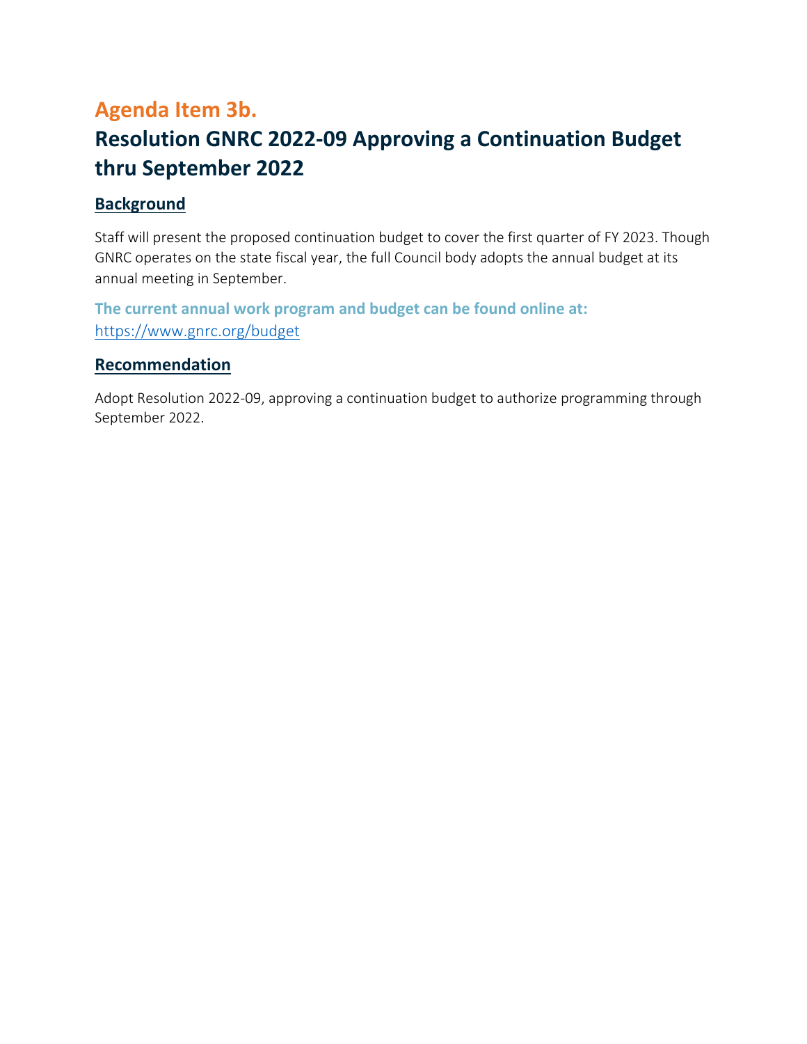## Agenda Item 3b.

# Resolution GNRC 2022-09 Approving a Continuation Budget thru September 2022

### Background

Staff will present the proposed continuation budget to cover the first quarter of FY 2023. Though GNRC operates on the state fiscal year, the full Council body adopts the annual budget at its annual meeting in September.

**The current annual work program and budget can be found online at:**
https://www.gnrc.org/budget

### Recommendation

Adopt Resolution 2022-09, approving a continuation budget to authorize programming through September 2022.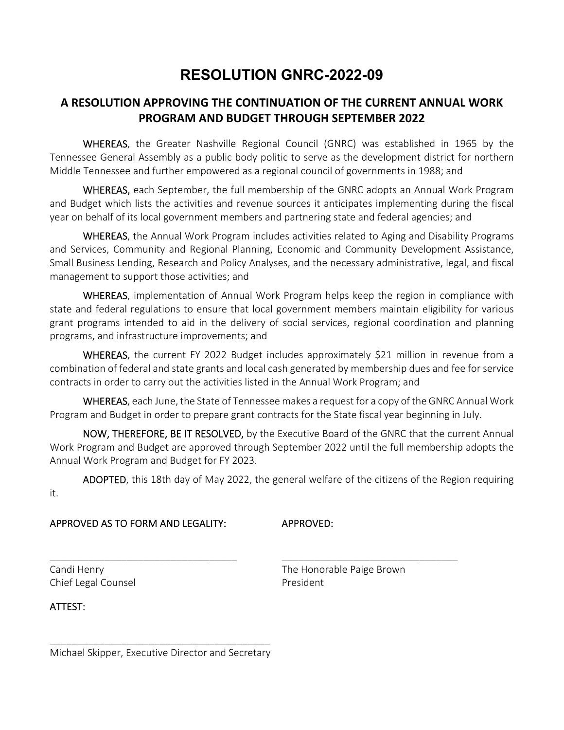# RESOLUTION GNRC-2022-09

## A RESOLUTION APPROVING THE CONTINUATION OF THE CURRENT ANNUAL WORK PROGRAM AND BUDGET THROUGH SEPTEMBER 2022

WHEREAS, the Greater Nashville Regional Council (GNRC) was established in 1965 by the Tennessee General Assembly as a public body politic to serve as the development district for northern Middle Tennessee and further empowered as a regional council of governments in 1988; and

WHEREAS, each September, the full membership of the GNRC adopts an Annual Work Program and Budget which lists the activities and revenue sources it anticipates implementing during the fiscal year on behalf of its local government members and partnering state and federal agencies; and

WHEREAS, the Annual Work Program includes activities related to Aging and Disability Programs and Services, Community and Regional Planning, Economic and Community Development Assistance, Small Business Lending, Research and Policy Analyses, and the necessary administrative, legal, and fiscal management to support those activities; and

WHEREAS, implementation of Annual Work Program helps keep the region in compliance with state and federal regulations to ensure that local government members maintain eligibility for various grant programs intended to aid in the delivery of social services, regional coordination and planning programs, and infrastructure improvements; and

WHEREAS, the current FY 2022 Budget includes approximately $21 million in revenue from a combination of federal and state grants and local cash generated by membership dues and fee for service contracts in order to carry out the activities listed in the Annual Work Program; and

WHEREAS, each June, the State of Tennessee makes a request for a copy of the GNRC Annual Work Program and Budget in order to prepare grant contracts for the State fiscal year beginning in July.

NOW, THEREFORE, BE IT RESOLVED, by the Executive Board of the GNRC that the current Annual Work Program and Budget are approved through September 2022 until the full membership adopts the Annual Work Program and Budget for FY 2023.

ADOPTED, this 18th day of May 2022, the general welfare of the citizens of the Region requiring it.

APPROVED AS TO FORM AND LEGALITY:

___________________________________

Candi Henry
Chief Legal Counsel

APPROVED:

___________________________________

The Honorable Paige Brown
President

ATTEST:

___________________________________

Michael Skipper, Executive Director and Secretary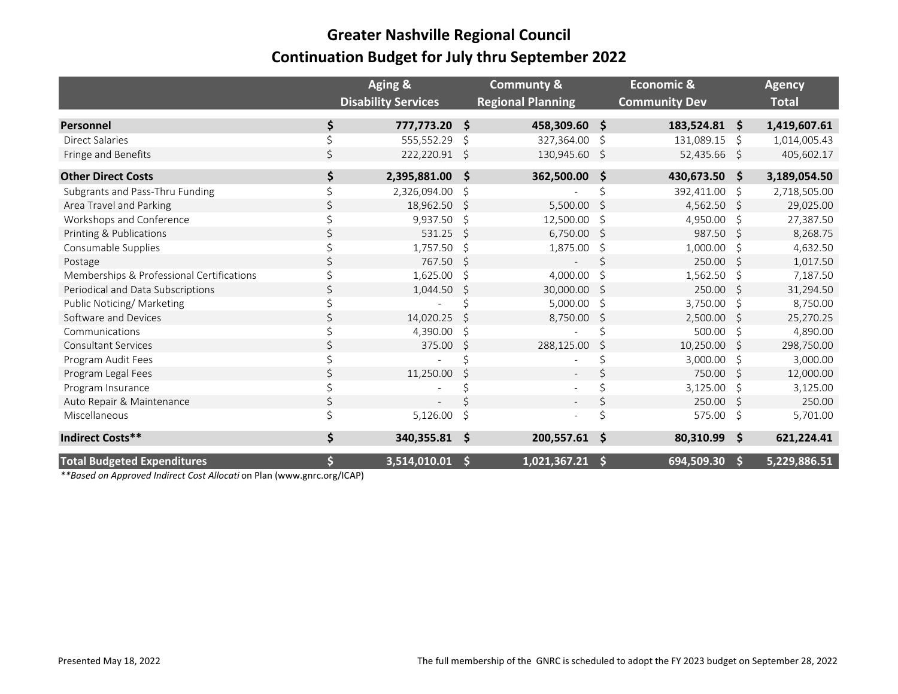# Greater Nashville Regional Council
## Continuation Budget for July thru September 2022

| | Aging & Disability Services | Commuty & Regional Planning | Economic & Community Dev | Agency Total |
|---|---|---|---|---|
| **Personnel** | **$ 777,773.20** | **$ 458,309.60** | **$ 183,524.81** | **$ 1,419,607.61** |
| Direct Salaries | $ 555,552.29 | $ 327,364.00 | $ 131,089.15 | $ 1,014,005.43 |
| Fringe and Benefits | $ 222,220.91 | $ 130,945.60 | $ 52,435.66 | $ 405,602.17 |
| **Other Direct Costs** | **$ 2,395,881.00** | **$ 362,500.00** | **$ 430,673.50** | **$ 3,189,054.50** |
| Subgrants and Pass-Thru Funding | $ 2,326,094.00 | $ - | $ 392,411.00 | $ 2,718,505.00 |
| Area Travel and Parking | $ 18,962.50 | $ 5,500.00 | $ 4,562.50 | $ 29,025.00 |
| Workshops and Conference | $ 9,937.50 | $ 12,500.00 | $ 4,950.00 | $ 27,387.50 |
| Printing & Publications | $ 531.25 | $ 6,750.00 | $ 987.50 | $ 8,268.75 |
| Consumable Supplies | $ 1,757.50 | $ 1,875.00 | $ 1,000.00 | $ 4,632.50 |
| Postage | $ 767.50 | $ - | $ 250.00 | $ 1,017.50 |
| Memberships & Professional Certifications | $ 1,625.00 | $ 4,000.00 | $ 1,562.50 | $ 7,187.50 |
| Periodical and Data Subscriptions | $ 1,044.50 | $ 30,000.00 | $ 250.00 | $ 31,294.50 |
| Public Noticing/ Marketing | $ - | $ 5,000.00 | $ 3,750.00 | $ 8,750.00 |
| Software and Devices | $ 14,020.25 | $ 8,750.00 | $ 2,500.00 | $ 25,270.25 |
| Communications | $ 4,390.00 | $ - | $ 500.00 | $ 4,890.00 |
| Consultant Services | $ 375.00 | $ 288,125.00 | $ 10,250.00 | $ 298,750.00 |
| Program Audit Fees | $ - | $ - | $ 3,000.00 | $ 3,000.00 |
| Program Legal Fees | $ 11,250.00 | $ - | $ 750.00 | $ 12,000.00 |
| Program Insurance | $ - | $ - | $ 3,125.00 | $ 3,125.00 |
| Auto Repair & Maintenance | $ - | $ - | $ 250.00 | $ 250.00 |
| Miscellaneous | $ 5,126.00 | $ - | $ 575.00 | $ 5,701.00 |
| **Indirect Costs\*\*** | **$ 340,355.81** | **$ 200,557.61** | **$ 80,310.99** | **$ 621,224.41** |
| **Total Budgeted Expenditures** | **$ 3,514,010.01** | **$ 1,021,367.21** | **$ 694,509.30** | **$ 5,229,886.51** |

***Based on Approved Indirect Cost Allocati* on Plan (www.gnrc.org/ICAP)

Presented May 18, 2022

The full membership of the GNRC is scheduled to adopt the FY 2023 budget on September 28, 2022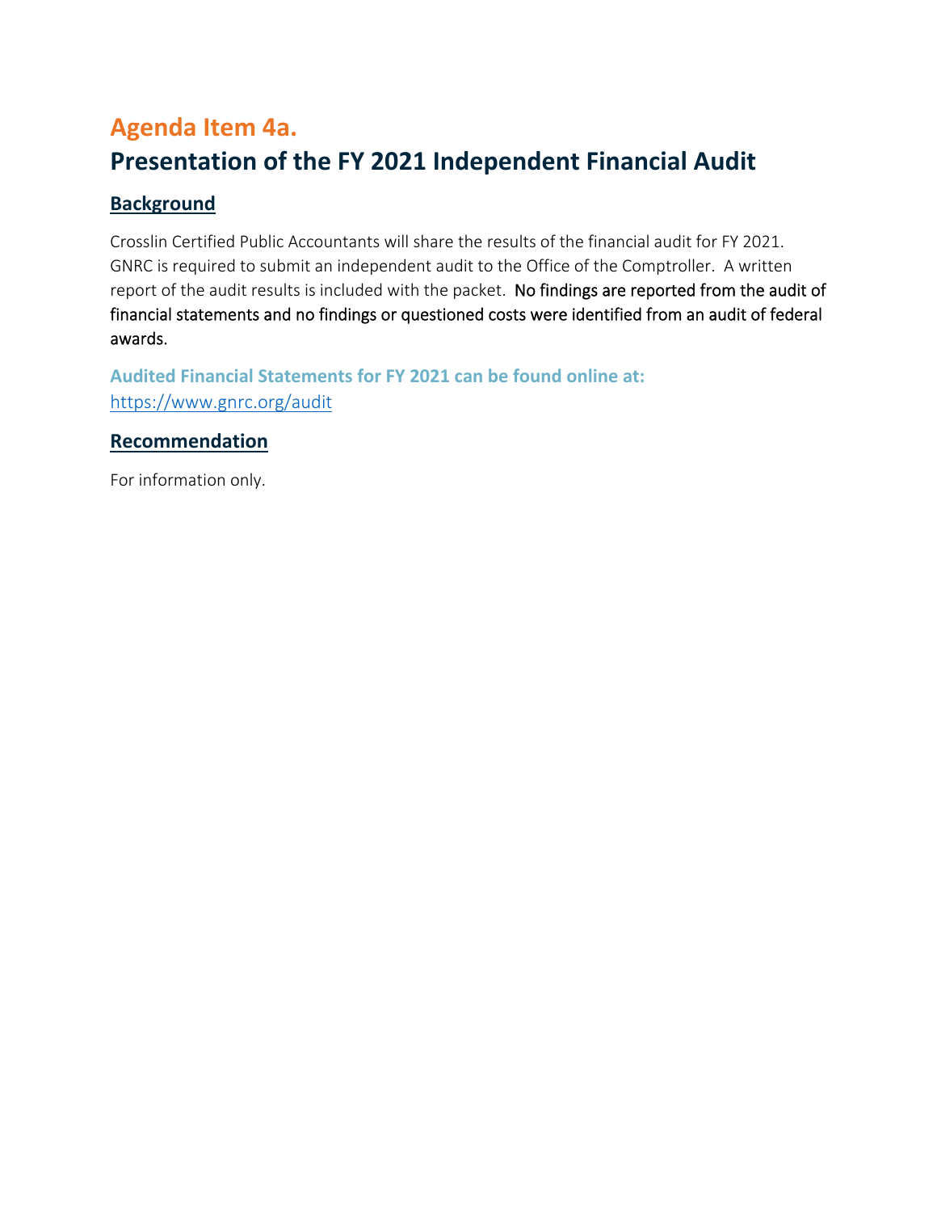# Agenda Item 4a.

## Presentation of the FY 2021 Independent Financial Audit

### Background

Crosslin Certified Public Accountants will share the results of the financial audit for FY 2021. GNRC is required to submit an independent audit to the Office of the Comptroller. A written report of the audit results is included with the packet. No findings are reported from the audit of financial statements and no findings or questioned costs were identified from an audit of federal awards.

**Audited Financial Statements for FY 2021 can be found online at:**
https://www.gnrc.org/audit

### Recommendation

For information only.